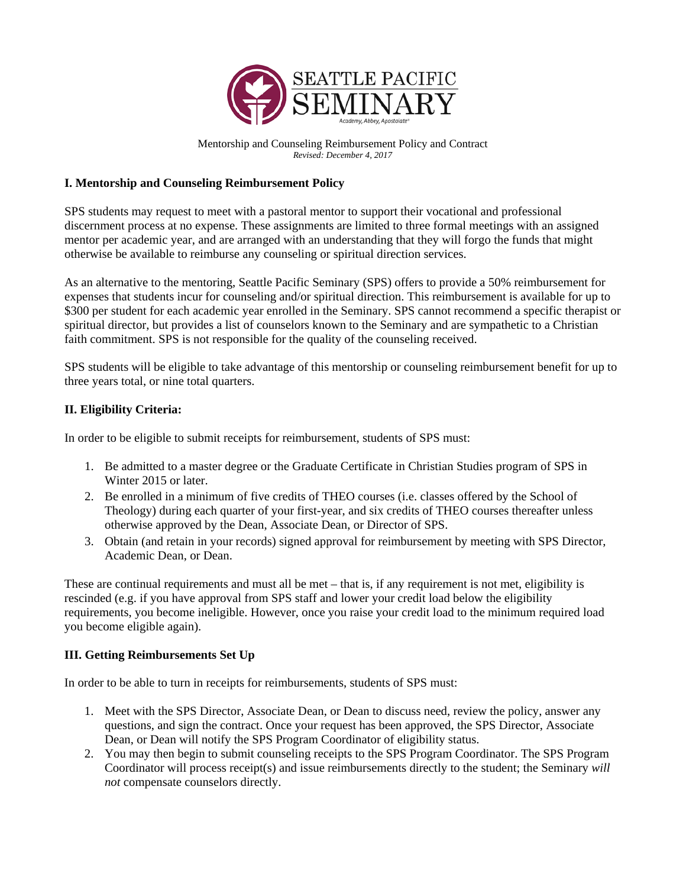SEATTLE PACIFIC
SEMINARY
Academy, Abbey, Apostolate®

Mentorship and Counseling Reimbursement Policy and Contract
*Revised: December 4, 2017*

## I. Mentorship and Counseling Reimbursement Policy

SPS students may request to meet with a pastoral mentor to support their vocational and professional discernment process at no expense. These assignments are limited to three formal meetings with an assigned mentor per academic year, and are arranged with an understanding that they will forgo the funds that might otherwise be available to reimburse any counseling or spiritual direction services.

As an alternative to the mentoring, Seattle Pacific Seminary (SPS) offers to provide a 50% reimbursement for expenses that students incur for counseling and/or spiritual direction. This reimbursement is available for up to $300 per student for each academic year enrolled in the Seminary. SPS cannot recommend a specific therapist or spiritual director, but provides a list of counselors known to the Seminary and are sympathetic to a Christian faith commitment. SPS is not responsible for the quality of the counseling received.

SPS students will be eligible to take advantage of this mentorship or counseling reimbursement benefit for up to three years total, or nine total quarters.

## II. Eligibility Criteria:

In order to be eligible to submit receipts for reimbursement, students of SPS must:

1. Be admitted to a master degree or the Graduate Certificate in Christian Studies program of SPS in Winter 2015 or later.
2. Be enrolled in a minimum of five credits of THEO courses (i.e. classes offered by the School of Theology) during each quarter of your first-year, and six credits of THEO courses thereafter unless otherwise approved by the Dean, Associate Dean, or Director of SPS.
3. Obtain (and retain in your records) signed approval for reimbursement by meeting with SPS Director, Academic Dean, or Dean.

These are continual requirements and must all be met – that is, if any requirement is not met, eligibility is rescinded (e.g. if you have approval from SPS staff and lower your credit load below the eligibility requirements, you become ineligible. However, once you raise your credit load to the minimum required load you become eligible again).

## III. Getting Reimbursements Set Up

In order to be able to turn in receipts for reimbursements, students of SPS must:

1. Meet with the SPS Director, Associate Dean, or Dean to discuss need, review the policy, answer any questions, and sign the contract. Once your request has been approved, the SPS Director, Associate Dean, or Dean will notify the SPS Program Coordinator of eligibility status.
2. You may then begin to submit counseling receipts to the SPS Program Coordinator. The SPS Program Coordinator will process receipt(s) and issue reimbursements directly to the student; the Seminary *will not* compensate counselors directly.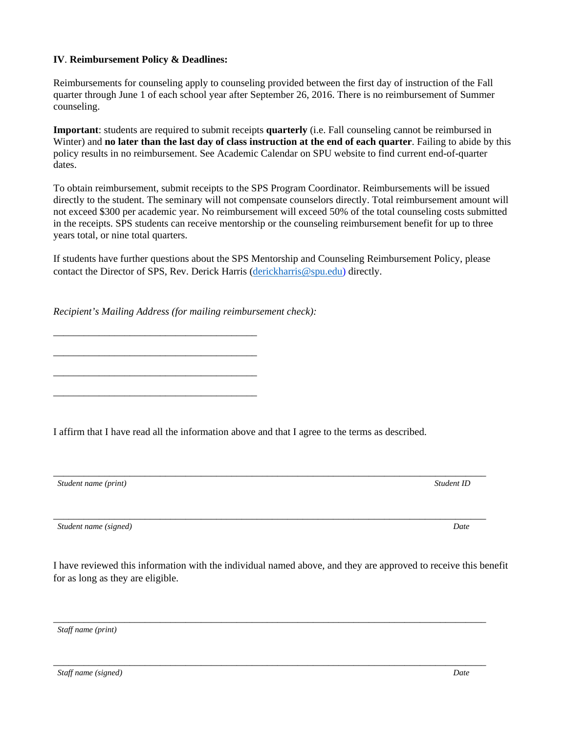**IV**. **Reimbursement Policy & Deadlines:**

Reimbursements for counseling apply to counseling provided between the first day of instruction of the Fall quarter through June 1 of each school year after September 26, 2016. There is no reimbursement of Summer counseling.

**Important**: students are required to submit receipts **quarterly** (i.e. Fall counseling cannot be reimbursed in Winter) and **no later than the last day of class instruction at the end of each quarter**. Failing to abide by this policy results in no reimbursement. See Academic Calendar on SPU website to find current end-of-quarter dates.

To obtain reimbursement, submit receipts to the SPS Program Coordinator. Reimbursements will be issued directly to the student. The seminary will not compensate counselors directly. Total reimbursement amount will not exceed $300 per academic year. No reimbursement will exceed 50% of the total counseling costs submitted in the receipts. SPS students can receive mentorship or the counseling reimbursement benefit for up to three years total, or nine total quarters.

If students have further questions about the SPS Mentorship and Counseling Reimbursement Policy, please contact the Director of SPS, Rev. Derick Harris (derickharris@spu.edu) directly.

*Recipient's Mailing Address (for mailing reimbursement check):*

______________________________________

______________________________________

______________________________________

______________________________________

I affirm that I have read all the information above and that I agree to the terms as described.

________________________________________________________________________________

*Student name (print)* *Student ID*

________________________________________________________________________________

*Student name (signed)* *Date*

I have reviewed this information with the individual named above, and they are approved to receive this benefit for as long as they are eligible.

________________________________________________________________________________

*Staff name (print)*

________________________________________________________________________________

*Staff name (signed)* *Date*